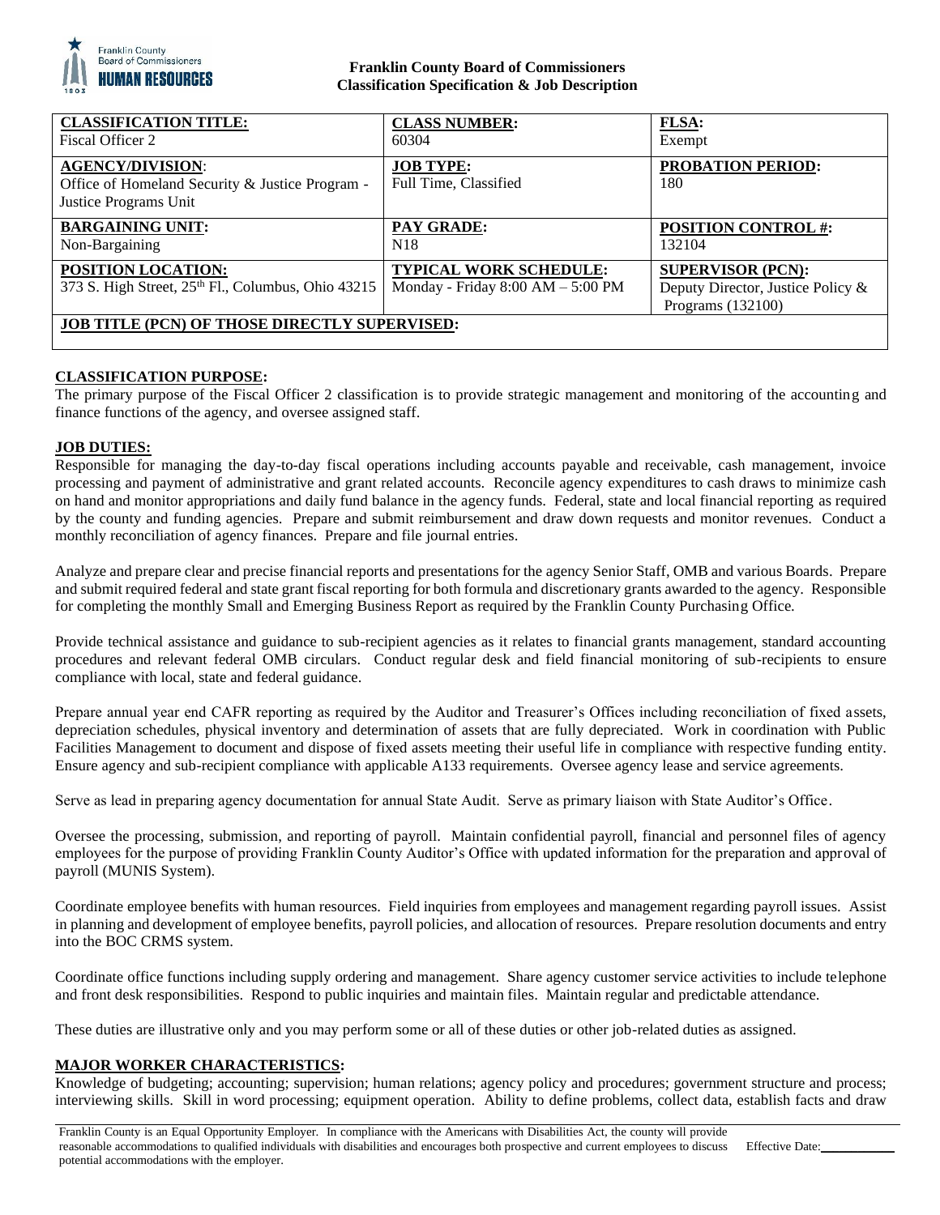**Franklin County Board of Commissioners**
**Classification Specification & Job Description**

| **CLASSIFICATION TITLE:** Fiscal Officer 2 | **CLASS NUMBER:** 60304 | **FLSA:** Exempt |
|---|---|---|
| **AGENCY/DIVISION:** Office of Homeland Security & Justice Program - Justice Programs Unit | **JOB TYPE:** Full Time, Classified | **PROBATION PERIOD:** 180 |
| **BARGAINING UNIT:** Non-Bargaining | **PAY GRADE:** N18 | **POSITION CONTROL #:** 132104 |
| **POSITION LOCATION:** 373 S. High Street, 25th Fl., Columbus, Ohio 43215 | **TYPICAL WORK SCHEDULE:** Monday - Friday 8:00 AM – 5:00 PM | **SUPERVISOR (PCN):** Deputy Director, Justice Policy & Programs (132100) |
| **JOB TITLE (PCN) OF THOSE DIRECTLY SUPERVISED:** | | |

## CLASSIFICATION PURPOSE:

The primary purpose of the Fiscal Officer 2 classification is to provide strategic management and monitoring of the accounting and finance functions of the agency, and oversee assigned staff.

## JOB DUTIES:

Responsible for managing the day-to-day fiscal operations including accounts payable and receivable, cash management, invoice processing and payment of administrative and grant related accounts. Reconcile agency expenditures to cash draws to minimize cash on hand and monitor appropriations and daily fund balance in the agency funds. Federal, state and local financial reporting as required by the county and funding agencies. Prepare and submit reimbursement and draw down requests and monitor revenues. Conduct a monthly reconciliation of agency finances. Prepare and file journal entries.

Analyze and prepare clear and precise financial reports and presentations for the agency Senior Staff, OMB and various Boards. Prepare and submit required federal and state grant fiscal reporting for both formula and discretionary grants awarded to the agency. Responsible for completing the monthly Small and Emerging Business Report as required by the Franklin County Purchasing Office.

Provide technical assistance and guidance to sub-recipient agencies as it relates to financial grants management, standard accounting procedures and relevant federal OMB circulars. Conduct regular desk and field financial monitoring of sub-recipients to ensure compliance with local, state and federal guidance.

Prepare annual year end CAFR reporting as required by the Auditor and Treasurer's Offices including reconciliation of fixed assets, depreciation schedules, physical inventory and determination of assets that are fully depreciated. Work in coordination with Public Facilities Management to document and dispose of fixed assets meeting their useful life in compliance with respective funding entity. Ensure agency and sub-recipient compliance with applicable A133 requirements. Oversee agency lease and service agreements.

Serve as lead in preparing agency documentation for annual State Audit. Serve as primary liaison with State Auditor's Office.

Oversee the processing, submission, and reporting of payroll. Maintain confidential payroll, financial and personnel files of agency employees for the purpose of providing Franklin County Auditor's Office with updated information for the preparation and approval of payroll (MUNIS System).

Coordinate employee benefits with human resources. Field inquiries from employees and management regarding payroll issues. Assist in planning and development of employee benefits, payroll policies, and allocation of resources. Prepare resolution documents and entry into the BOC CRMS system.

Coordinate office functions including supply ordering and management. Share agency customer service activities to include telephone and front desk responsibilities. Respond to public inquiries and maintain files. Maintain regular and predictable attendance.

These duties are illustrative only and you may perform some or all of these duties or other job-related duties as assigned.

## MAJOR WORKER CHARACTERISTICS:

Knowledge of budgeting; accounting; supervision; human relations; agency policy and procedures; government structure and process; interviewing skills. Skill in word processing; equipment operation. Ability to define problems, collect data, establish facts and draw

Franklin County is an Equal Opportunity Employer. In compliance with the Americans with Disabilities Act, the county will provide reasonable accommodations to qualified individuals with disabilities and encourages both prospective and current employees to discuss potential accommodations with the employer. Effective Date:___________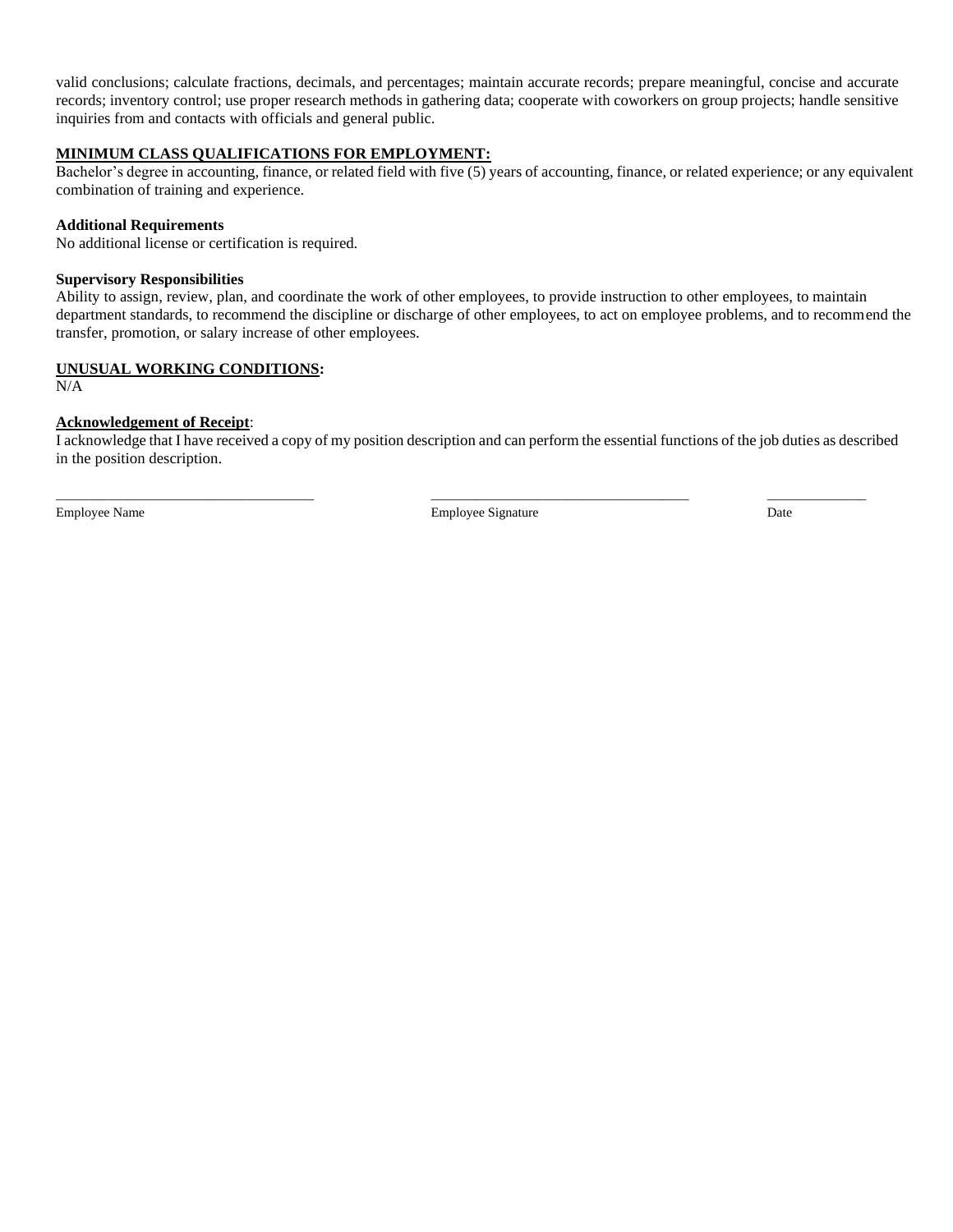valid conclusions; calculate fractions, decimals, and percentages; maintain accurate records; prepare meaningful, concise and accurate records; inventory control; use proper research methods in gathering data; cooperate with coworkers on group projects; handle sensitive inquiries from and contacts with officials and general public.

**MINIMUM CLASS QUALIFICATIONS FOR EMPLOYMENT:**

Bachelor's degree in accounting, finance, or related field with five (5) years of accounting, finance, or related experience; or any equivalent combination of training and experience.

**Additional Requirements**

No additional license or certification is required.

**Supervisory Responsibilities**

Ability to assign, review, plan, and coordinate the work of other employees, to provide instruction to other employees, to maintain department standards, to recommend the discipline or discharge of other employees, to act on employee problems, and to recommend the transfer, promotion, or salary increase of other employees.

**UNUSUAL WORKING CONDITIONS:**

N/A

**Acknowledgement of Receipt**:

I acknowledge that I have received a copy of my position description and can perform the essential functions of the job duties as described in the position description.

_____________________________________ _____________________________________ ______________

Employee Name Employee Signature Date